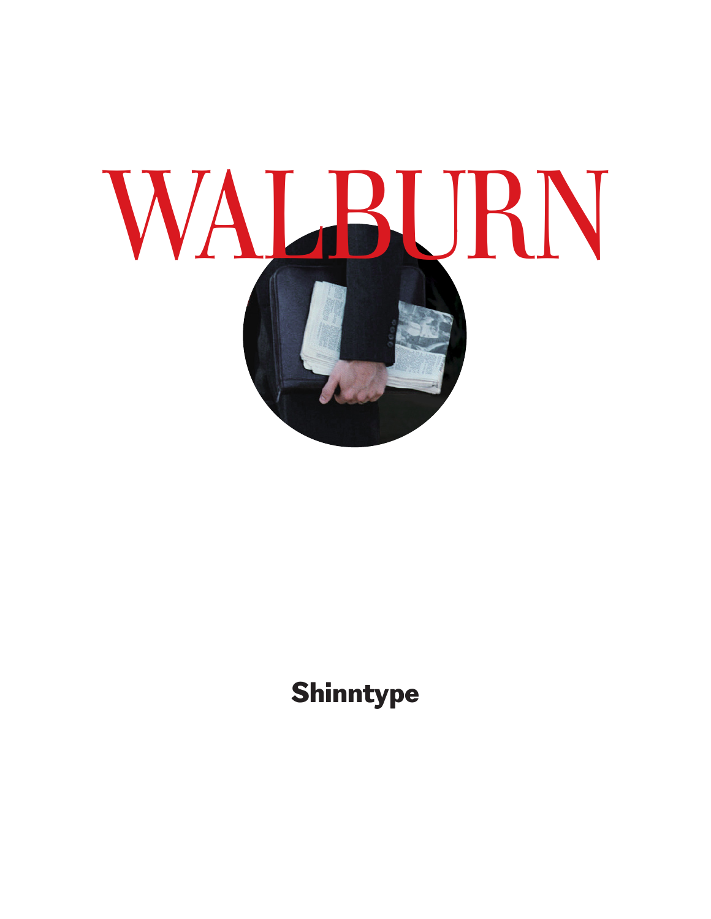# WALBURN

**Shinntype**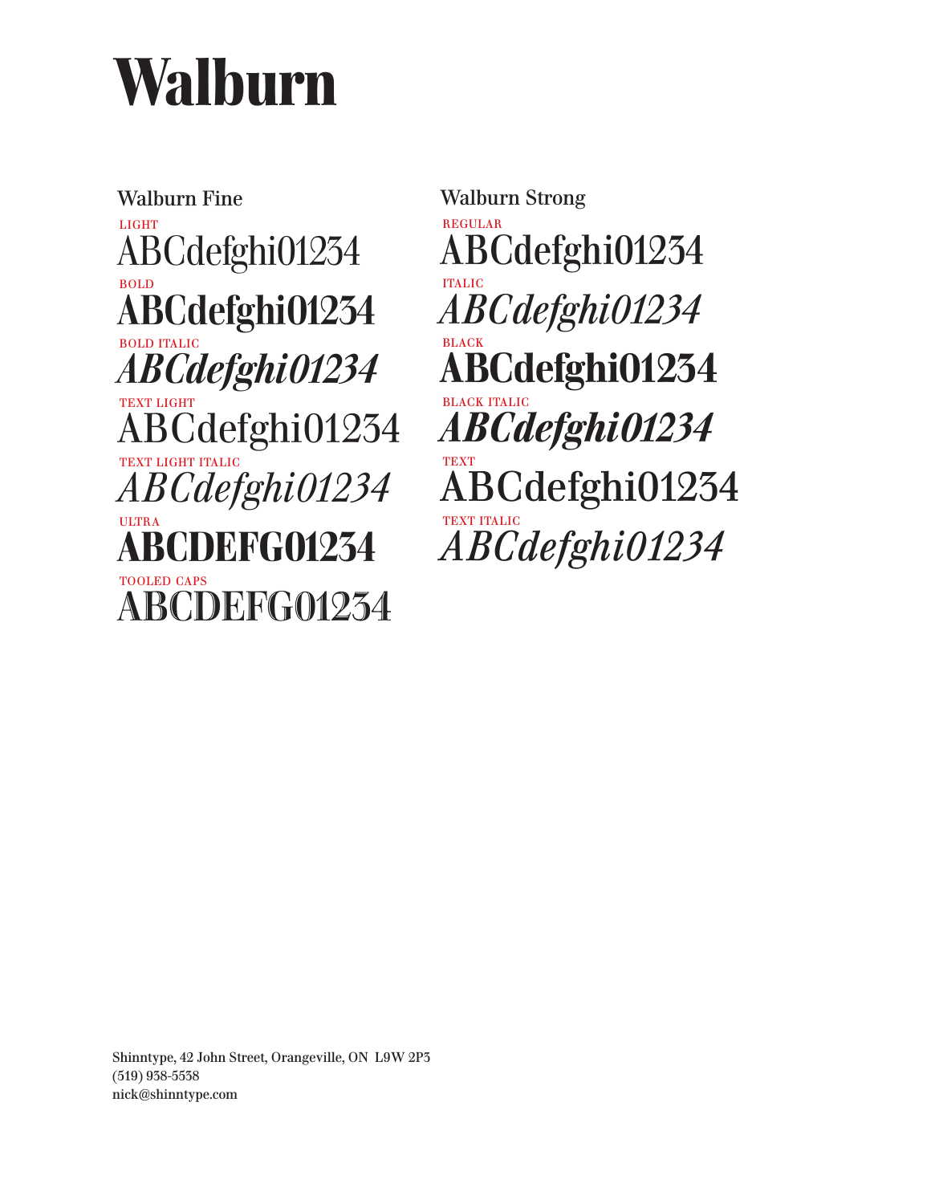# Walburn

## Walburn Fine

LIGHT

ABCdefghi01234

BOLD

**ABCdefghi01234**

BOLD ITALIC

***ABCdefghi01234***

TEXT LIGHT

ABCdefghi01234

TEXT LIGHT ITALIC

*ABCdefghi01234*

ULTRA

**ABCDEFG01234**

TOOLED CAPS

ABCDEFG01234

## Walburn Strong

REGULAR

ABCdefghi01234

ITALIC

*ABCdefghi01234*

BLACK

**ABCdefghi01234**

BLACK ITALIC

***ABCdefghi01234***

TEXT

ABCdefghi01234

TEXT ITALIC

*ABCdefghi01234*

Shinntype, 42 John Street, Orangeville, ON L9W 2P3
(519) 938-5538
nick@shinntype.com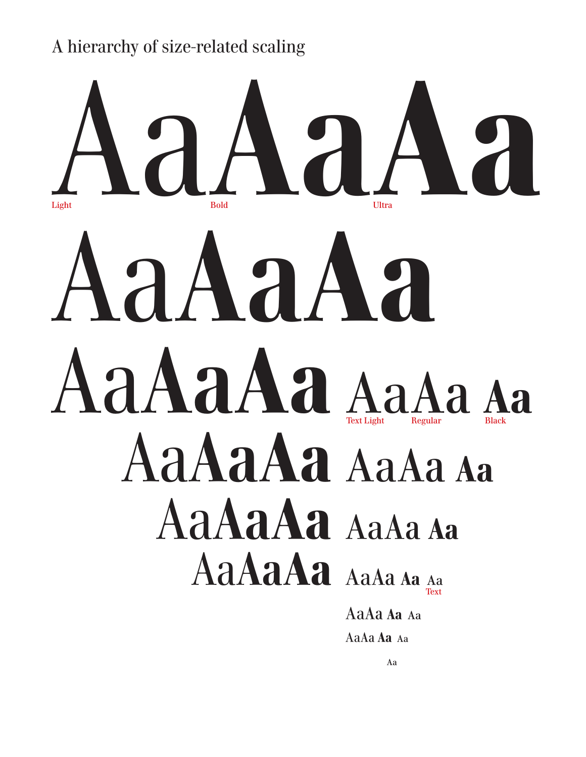# A hierarchy of size-related scaling

AaAaAa

Light Bold Ultra

AaAaAa

AaAaAa AaAa Aa

Text Light Regular Black

AaAaAa AaAa Aa

AaAaAa AaAa Aa

AaAaAa AaAa Aa Aa

Text

AaAa Aa Aa

AaAa Aa Aa

Aa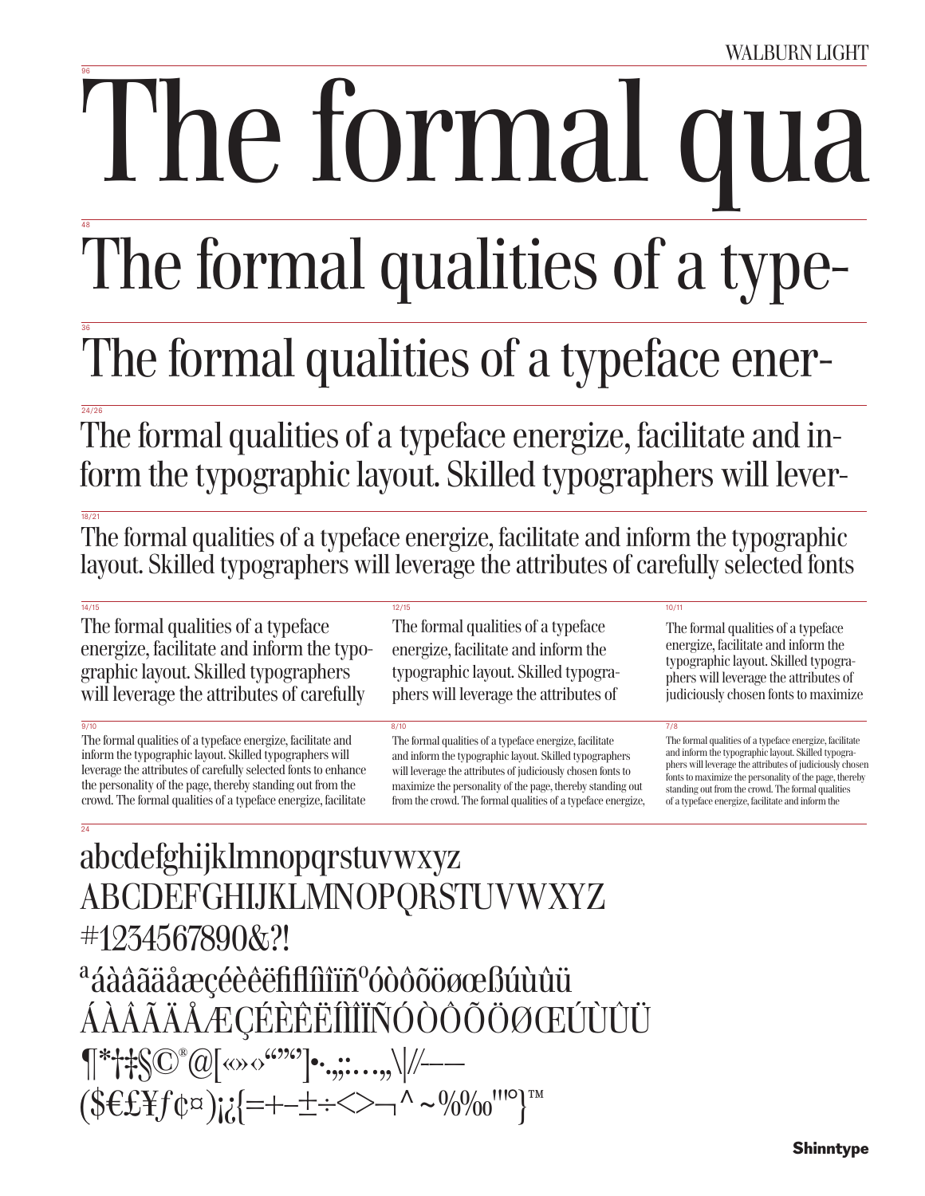WALBURN LIGHT

96

# The formal qua

48

## The formal qualities of a type-

36

## The formal qualities of a typeface ener-

24/26

The formal qualities of a typeface energize, facilitate and in-
form the typographic layout. Skilled typographers will lever-

18/21

The formal qualities of a typeface energize, facilitate and inform the typographic layout. Skilled typographers will leverage the attributes of carefully selected fonts

14/15

The formal qualities of a typeface energize, facilitate and inform the typographic layout. Skilled typographers will leverage the attributes of carefully

12/15

The formal qualities of a typeface energize, facilitate and inform the typographic layout. Skilled typographers will leverage the attributes of

10/11

The formal qualities of a typeface energize, facilitate and inform the typographic layout. Skilled typographers will leverage the attributes of judiciously chosen fonts to maximize

9/10

The formal qualities of a typeface energize, facilitate and inform the typographic layout. Skilled typographers will leverage the attributes of carefully selected fonts to enhance the personality of the page, thereby standing out from the crowd. The formal qualities of a typeface energize, facilitate

8/10

The formal qualities of a typeface energize, facilitate and inform the typographic layout. Skilled typographers will leverage the attributes of judiciously chosen fonts to maximize the personality of the page, thereby standing out from the crowd. The formal qualities of a typeface energize,

7/8

The formal qualities of a typeface energize, facilitate and inform the typographic layout. Skilled typographers will leverage the attributes of judiciously chosen fonts to maximize the personality of the page, thereby standing out from the crowd. The formal qualities of a typeface energize, facilitate and inform the

24

abcdefghijklmnopqrstuvwxyz
ABCDEFGHIJKLMNOPQRSTUVWXYZ
#1234567890&?!
ªáàâãäåæçéèêëfiflíìîïñºóòôõöøœßúùûü
ÁÀÂÃÄÅÆÇÉÈÊËÍÌÎÏÑÓÒÔÕÖØŒÚÙÛÜ
¶*†‡§©®@[«»‹›“”‘’]•.,;:…„\|/⁄-–—
($€£¥ƒ¢¤)¡¿{=+−±÷<>¬^~%‰'"°}™

Shinntype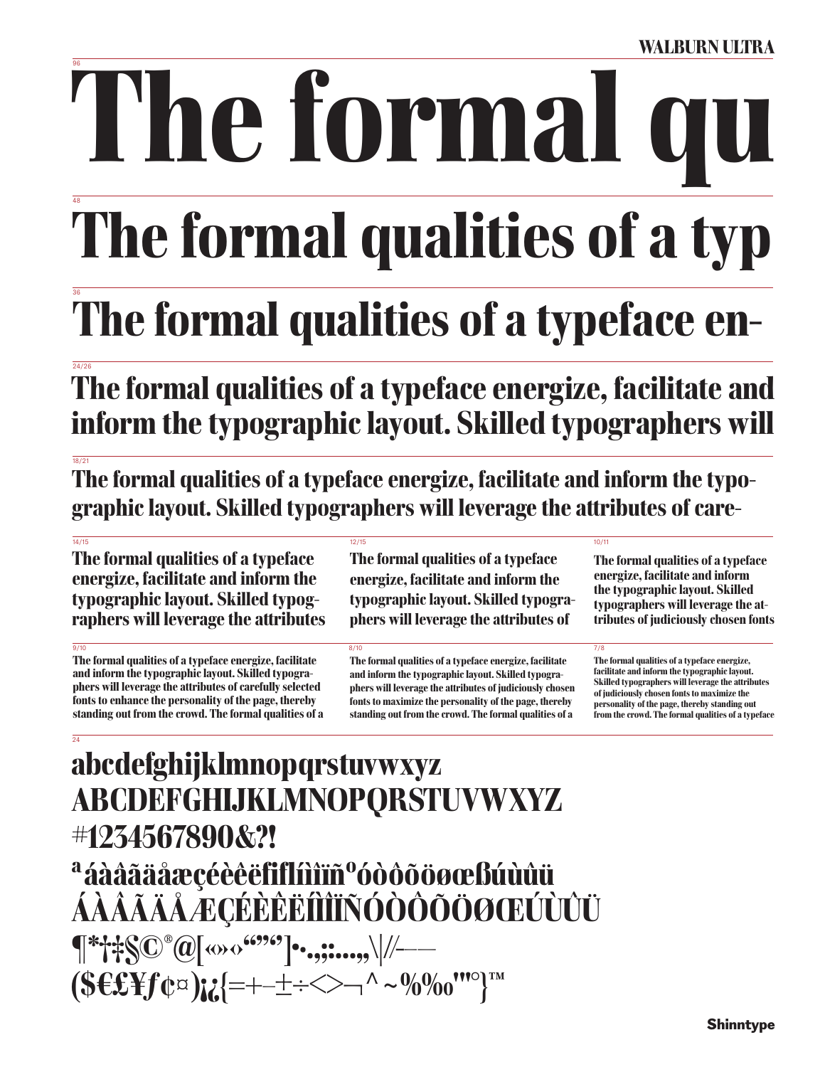WALBURN ULTRA

96

# The formal qu

48

# The formal qualities of a typ

36

## The formal qualities of a typeface en-

24/26

## The formal qualities of a typeface energize, facilitate and inform the typographic layout. Skilled typographers will

18/21

### The formal qualities of a typeface energize, facilitate and inform the typographic layout. Skilled typographers will leverage the attributes of care-

14/15

**The formal qualities of a typeface energize, facilitate and inform the typographic layout. Skilled typographers will leverage the attributes**

12/15

**The formal qualities of a typeface energize, facilitate and inform the typographic layout. Skilled typographers will leverage the attributes of**

10/11

**The formal qualities of a typeface energize, facilitate and inform the typographic layout. Skilled typographers will leverage the attributes of judiciously chosen fonts**

9/10

**The formal qualities of a typeface energize, facilitate and inform the typographic layout. Skilled typographers will leverage the attributes of carefully selected fonts to enhance the personality of the page, thereby standing out from the crowd. The formal qualities of a**

8/10

**The formal qualities of a typeface energize, facilitate and inform the typographic layout. Skilled typographers will leverage the attributes of judiciously chosen fonts to maximize the personality of the page, thereby standing out from the crowd. The formal qualities of a**

7/8

**The formal qualities of a typeface energize, facilitate and inform the typographic layout. Skilled typographers will leverage the attributes of judiciously chosen fonts to maximize the personality of the page, thereby standing out from the crowd. The formal qualities of a typeface**

24

**abcdefghijklmnopqrstuvwxyz**
**ABCDEFGHIJKLMNOPQRSTUVWXYZ**
**#1234567890&?!**
**ªáàâãäåæçéèêëfiflíìîïñºóòôõöøœßúùûü**
**ÁÀÂÃÄÅÆÇÉÈÊËÍÌÎÏÑÓÒÔÕÖØŒÚÙÛÜ**
**¶*†‡§©®@[«»‹›“”‘’]•.,:;…,„\|//-–—**
**($€£¥ƒ¢¤)¡¿{=+-±÷<>¬^~%‰'"°}™**

Shinntype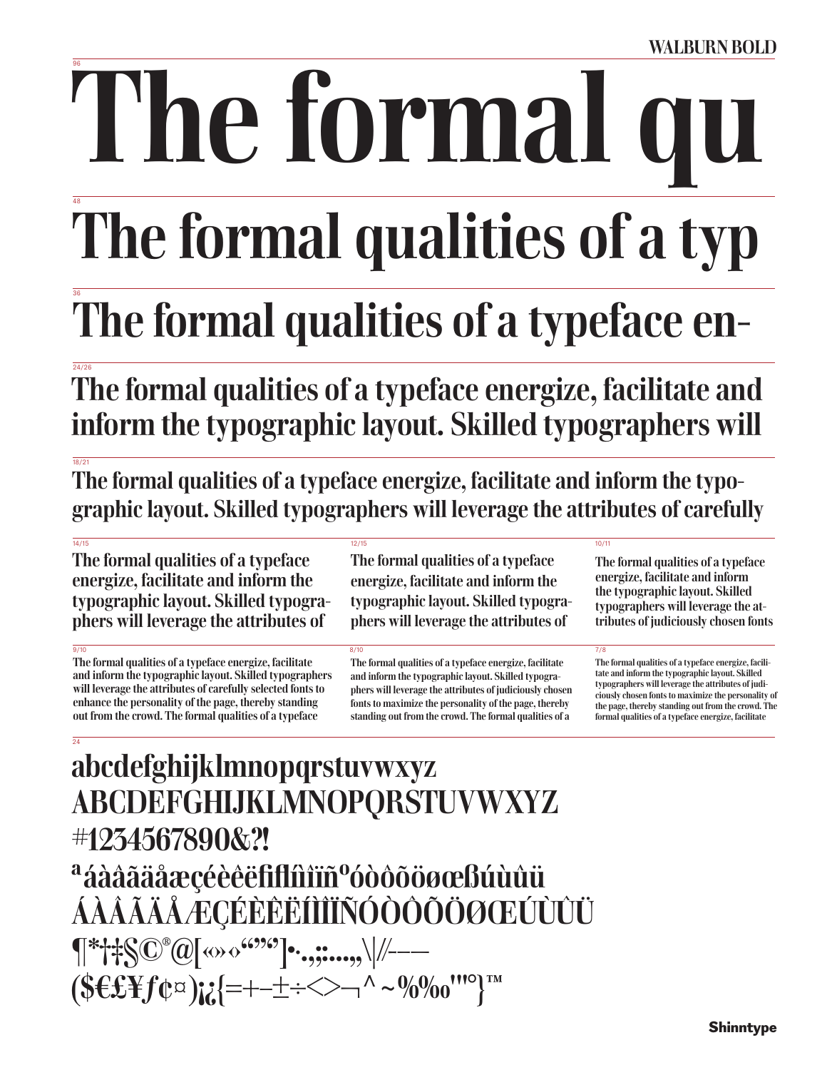WALBURN BOLD

96

# The formal qu

48

# The formal qualities of a typ

36

## The formal qualities of a typeface en-

24/26

**The formal qualities of a typeface energize, facilitate and inform the typographic layout. Skilled typographers will**

18/21

**The formal qualities of a typeface energize, facilitate and inform the typographic layout. Skilled typographers will leverage the attributes of carefully**

14/15

**The formal qualities of a typeface energize, facilitate and inform the typographic layout. Skilled typographers will leverage the attributes of**

12/15

**The formal qualities of a typeface energize, facilitate and inform the typographic layout. Skilled typographers will leverage the attributes of**

10/11

**The formal qualities of a typeface energize, facilitate and inform the typographic layout. Skilled typographers will leverage the attributes of judiciously chosen fonts**

9/10

**The formal qualities of a typeface energize, facilitate and inform the typographic layout. Skilled typographers will leverage the attributes of carefully selected fonts to enhance the personality of the page, thereby standing out from the crowd. The formal qualities of a typeface**

8/10

**The formal qualities of a typeface energize, facilitate and inform the typographic layout. Skilled typographers will leverage the attributes of judiciously chosen fonts to maximize the personality of the page, thereby standing out from the crowd. The formal qualities of a**

7/8

**The formal qualities of a typeface energize, facilitate and inform the typographic layout. Skilled typographers will leverage the attributes of judiciously chosen fonts to maximize the personality of the page, thereby standing out from the crowd. The formal qualities of a typeface energize, facilitate**

24

**abcdefghijklmnopqrstuvwxyz**
**ABCDEFGHIJKLMNOPQRSTUVWXYZ**
**#1234567890&?!**
**ªáàâãäåæçéèêëfiflíìîïñºóòôõöøœßúùûü**
**ÁÀÂÃÄÅÆÇÉÈÊËÍÌÎÏÑÓÒÔÕÖØŒÚÙÛÜ**
**¶*†‡§©®@[«»‹›“”‘’]•·.,;:…‚„\|/⁄-–—**
**($€£¥ƒ¢¤)¡¿{=+−±÷<>¬^~%‰'"°}™**

Shinntype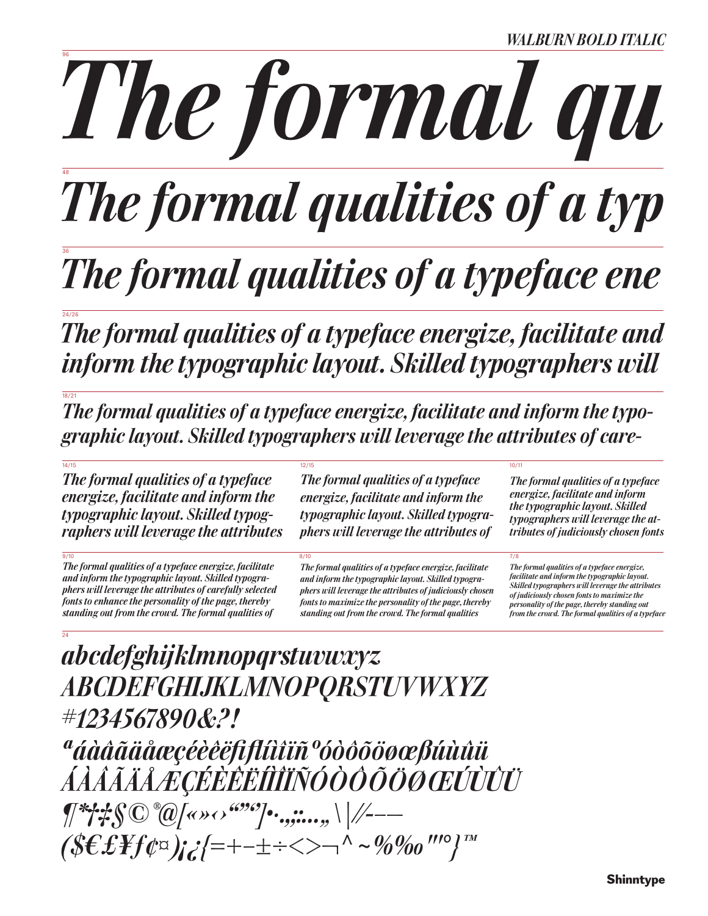*WALBURN BOLD ITALIC*

96

***The formal qu***

48

***The formal qualities of a typ***

36

***The formal qualities of a typeface ene***

24/26

***The formal qualities of a typeface energize, facilitate and inform the typographic layout. Skilled typographers will***

18/21

***The formal qualities of a typeface energize, facilitate and inform the typographic layout. Skilled typographers will leverage the attributes of care-***

14/15

***The formal qualities of a typeface energize, facilitate and inform the typographic layout. Skilled typographers will leverage the attributes***

12/15

***The formal qualities of a typeface energize, facilitate and inform the typographic layout. Skilled typographers will leverage the attributes of***

10/11

***The formal qualities of a typeface energize, facilitate and inform the typographic layout. Skilled typographers will leverage the attributes of judiciously chosen fonts***

9/10

***The formal qualities of a typeface energize, facilitate and inform the typographic layout. Skilled typographers will leverage the attributes of carefully selected fonts to enhance the personality of the page, thereby standing out from the crowd. The formal qualities of***

8/10

***The formal qualities of a typeface energize, facilitate and inform the typographic layout. Skilled typographers will leverage the attributes of judiciously chosen fonts to maximize the personality of the page, thereby standing out from the crowd. The formal qualities***

7/8

***The formal qualities of a typeface energize, facilitate and inform the typographic layout. Skilled typographers will leverage the attributes of judiciously chosen fonts to maximize the personality of the page, thereby standing out from the crowd. The formal qualities of a typeface***

24

***abcdefghijklmnopqrstuvwxyz***
***ABCDEFGHIJKLMNOPQRSTUVWXYZ***
***#1234567890&?!***
***ªáàâãäåæçéèêëﬁﬂíìîïñºóòôõöøœßúùûü***
***ÁÀÂÃÄÅÆÇÉÈÊËÍÌÎÏÑÓÒÔÕÖØŒÚÙÛÜ***
***¶*†‡§©®@[«»‹›“”‘’]•.,:;…„\|/⁄-–—***
***($€£¥ƒ¢¤)¡¿{=+−±÷<>¬^~%‰′″°}™***

**Shinntype**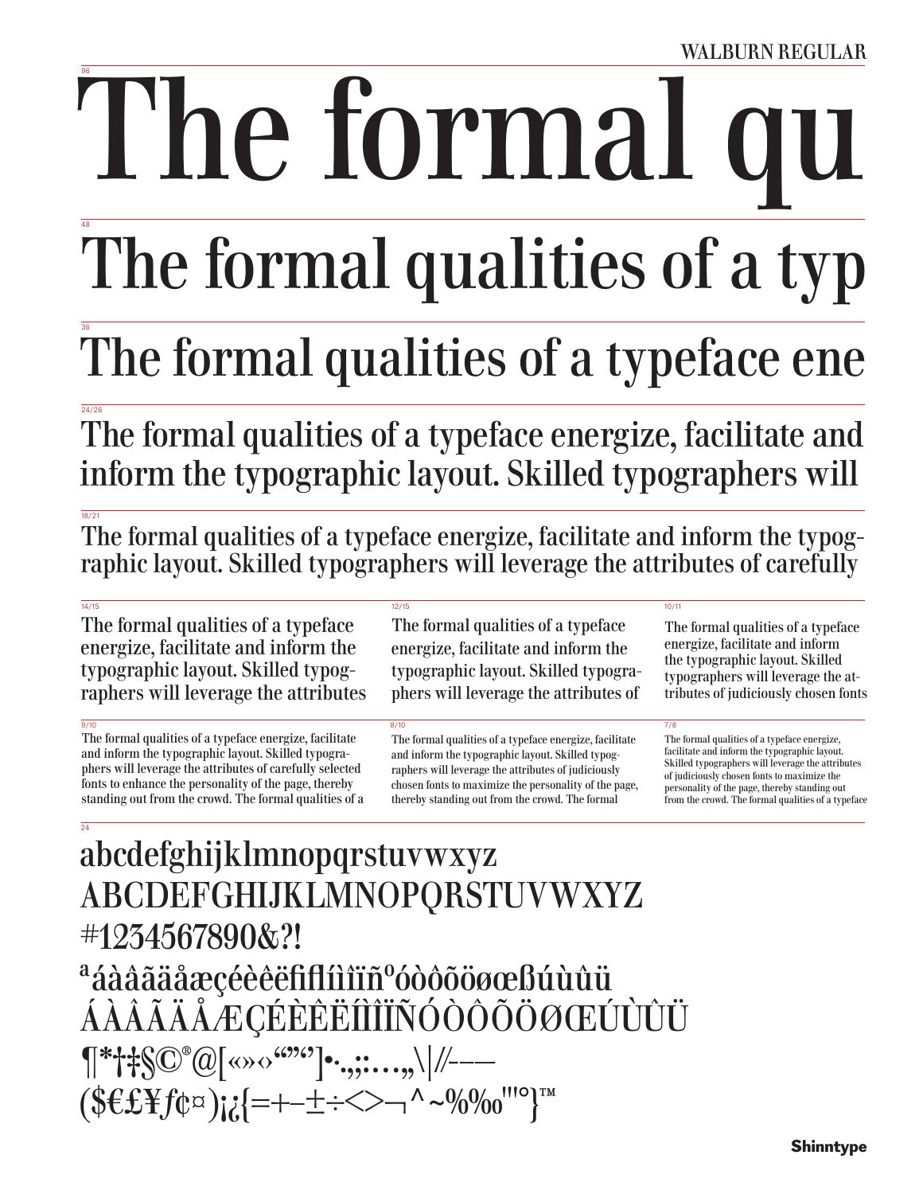WALBURN REGULAR

96

# The formal qu

48

## The formal qualities of a typ

36

## The formal qualities of a typeface ene

24/26

The formal qualities of a typeface energize, facilitate and inform the typographic layout. Skilled typographers will

18/21

The formal qualities of a typeface energize, facilitate and inform the typographic layout. Skilled typographers will leverage the attributes of carefully

14/15

The formal qualities of a typeface energize, facilitate and inform the typographic layout. Skilled typographers will leverage the attributes

12/15

The formal qualities of a typeface energize, facilitate and inform the typographic layout. Skilled typographers will leverage the attributes of

10/11

The formal qualities of a typeface energize, facilitate and inform the typographic layout. Skilled typographers will leverage the attributes of judiciously chosen fonts

9/10

The formal qualities of a typeface energize, facilitate and inform the typographic layout. Skilled typographers will leverage the attributes of carefully selected fonts to enhance the personality of the page, thereby standing out from the crowd. The formal qualities of a

8/10

The formal qualities of a typeface energize, facilitate and inform the typographic layout. Skilled typographers will leverage the attributes of judiciously chosen fonts to maximize the personality of the page, thereby standing out from the crowd. The formal

7/8

The formal qualities of a typeface energize, facilitate and inform the typographic layout. Skilled typographers will leverage the attributes of judiciously chosen fonts to maximize the personality of the page, thereby standing out from the crowd. The formal qualities of a typeface

24

abcdefghijklmnopqrstuvwxyz
ABCDEFGHIJKLMNOPQRSTUVWXYZ
#1234567890&?!
ªáàâãäåæçéèêëfiflíìîïñºóòôõöøœßúùûü
ÁÀÂÃÄÅÆÇÉÈÊËÍÌÎÏÑÓÒÔÕÖØŒÚÙÛÜ
¶*†‡§©®@[«»‹›“”‘’]•·.,;:…„\|//-–—
($€£¥ƒ¢¤)¡¿{=+−±÷<>¬^~%‰'"°}™

Shinntype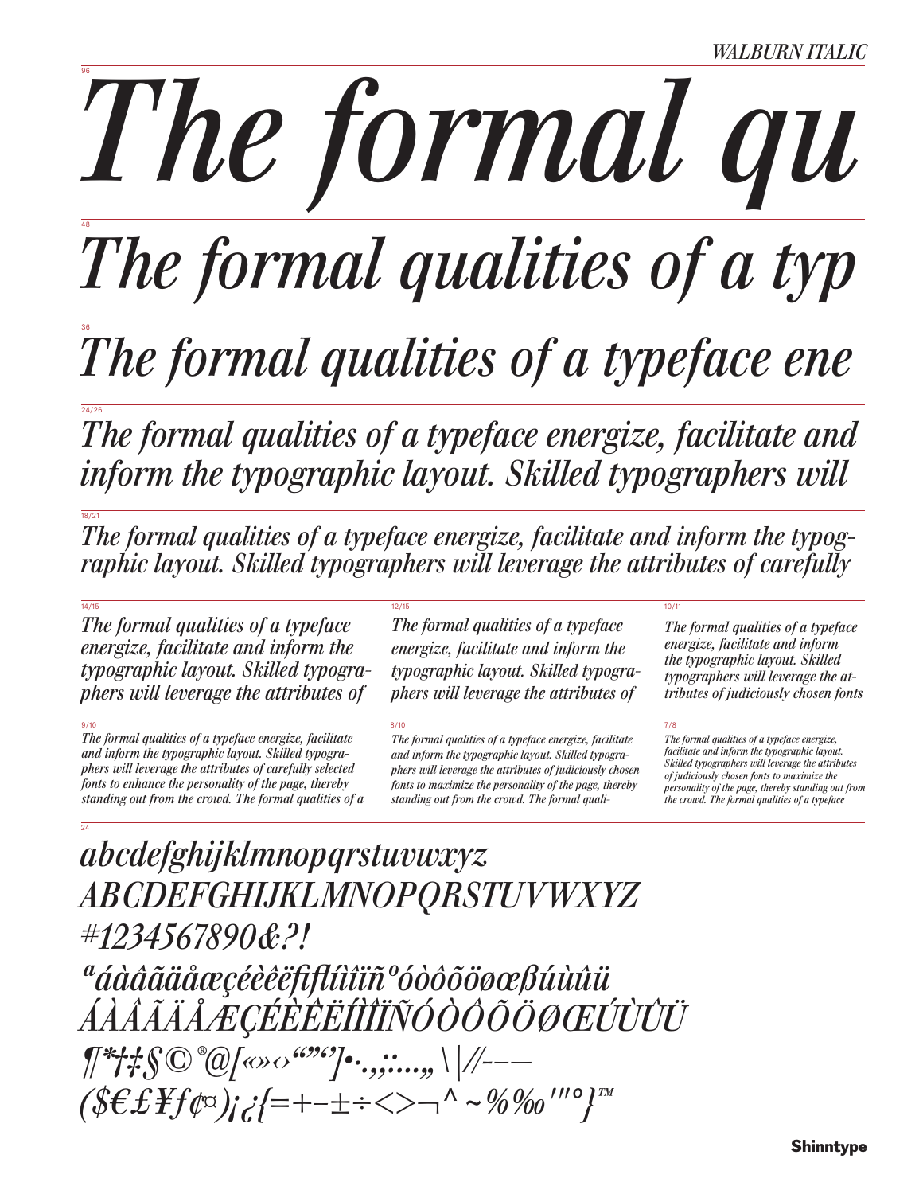*WALBURN ITALIC*

96

*The formal qu*

48

*The formal qualities of a typ*

36

*The formal qualities of a typeface ene*

24/26

*The formal qualities of a typeface energize, facilitate and inform the typographic layout. Skilled typographers will*

18/21

*The formal qualities of a typeface energize, facilitate and inform the typographic layout. Skilled typographers will leverage the attributes of carefully*

14/15

*The formal qualities of a typeface energize, facilitate and inform the typographic layout. Skilled typographers will leverage the attributes of*

12/15

*The formal qualities of a typeface energize, facilitate and inform the typographic layout. Skilled typographers will leverage the attributes of*

10/11

*The formal qualities of a typeface energize, facilitate and inform the typographic layout. Skilled typographers will leverage the attributes of judiciously chosen fonts*

9/10

*The formal qualities of a typeface energize, facilitate and inform the typographic layout. Skilled typographers will leverage the attributes of carefully selected fonts to enhance the personality of the page, thereby standing out from the crowd. The formal qualities of a*

8/10

*The formal qualities of a typeface energize, facilitate and inform the typographic layout. Skilled typographers will leverage the attributes of judiciously chosen fonts to maximize the personality of the page, thereby standing out from the crowd. The formal quali-*

7/8

*The formal qualities of a typeface energize, facilitate and inform the typographic layout. Skilled typographers will leverage the attributes of judiciously chosen fonts to maximize the personality of the page, thereby standing out from the crowd. The formal qualities of a typeface*

24

*abcdefghijklmnopqrstuvwxyz*
*ABCDEFGHIJKLMNOPQRSTUVWXYZ*
*#1234567890&?!*
*ªáàâãäåæçéèêëfiflíìîïñºóòôõöøœßúùûü*
*ÁÀÂÃÄÅÆÇÉÈÊËÍÌÎÏÑÓÒÔÕÖØŒÚÙÛÜ*
*¶*†‡§©®@[«»‹›“”‘’]•·.,;:…„\|/⁄-–—*
*($€£¥ƒ¢¤)¡¿{=+−±÷<>¬^~%‰′″°}™*

**Shinntype**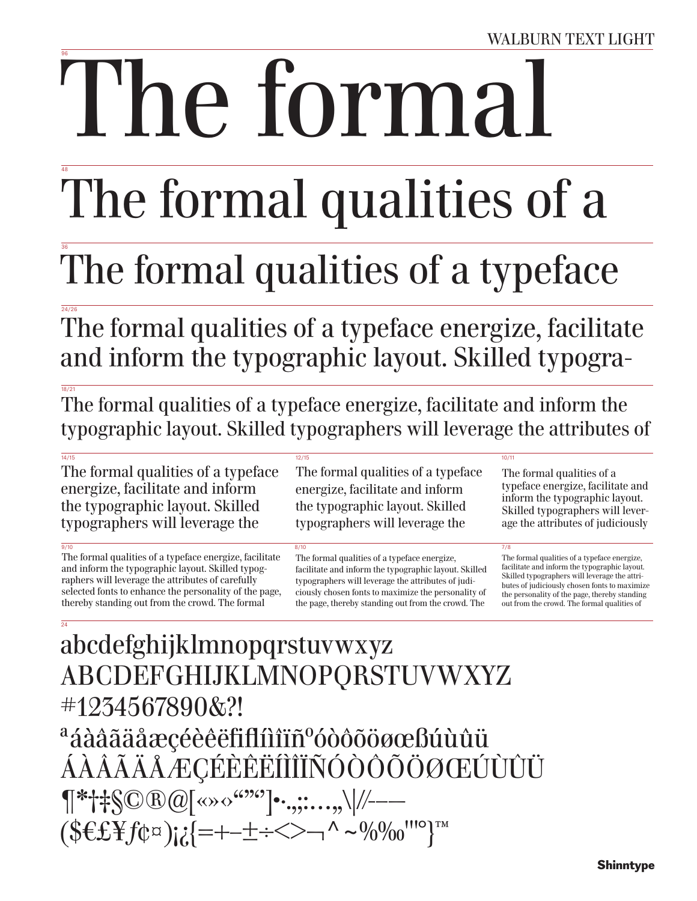WALBURN TEXT LIGHT

96

# The formal

48

## The formal qualities of a

36

## The formal qualities of a typeface

24/26

The formal qualities of a typeface energize, facilitate and inform the typographic layout. Skilled typogra-

18/21

The formal qualities of a typeface energize, facilitate and inform the typographic layout. Skilled typographers will leverage the attributes of

14/15

The formal qualities of a typeface energize, facilitate and inform the typographic layout. Skilled typographers will leverage the

12/15

The formal qualities of a typeface energize, facilitate and inform the typographic layout. Skilled typographers will leverage the

10/11

The formal qualities of a typeface energize, facilitate and inform the typographic layout. Skilled typographers will leverage the attributes of judiciously

9/10

The formal qualities of a typeface energize, facilitate and inform the typographic layout. Skilled typographers will leverage the attributes of carefully selected fonts to enhance the personality of the page, thereby standing out from the crowd. The formal

8/10

The formal qualities of a typeface energize, facilitate and inform the typographic layout. Skilled typographers will leverage the attributes of judiciously chosen fonts to maximize the personality of the page, thereby standing out from the crowd. The

7/8

The formal qualities of a typeface energize, facilitate and inform the typographic layout. Skilled typographers will leverage the attributes of judiciously chosen fonts to maximize the personality of the page, thereby standing out from the crowd. The formal qualities of

24

abcdefghijklmnopqrstuvwxyz
ABCDEFGHIJKLMNOPQRSTUVWXYZ
#1234567890&?!
ªáàâãäåæçéèêëfiflíìîïñºóòôõöøœßúùûü
ÁÀÂÃÄÅÆÇÉÈÊËÍÌÎÏÑÓÒÔÕÖØŒÚÙÛÜ
¶*†‡§©®@[«»‹›“”‘’]•·.,;:…‚„\|//-–—
($€£¥ƒ¢¤)¡¿{=+−±÷<>¬^~%‰'"°}™

Shinntype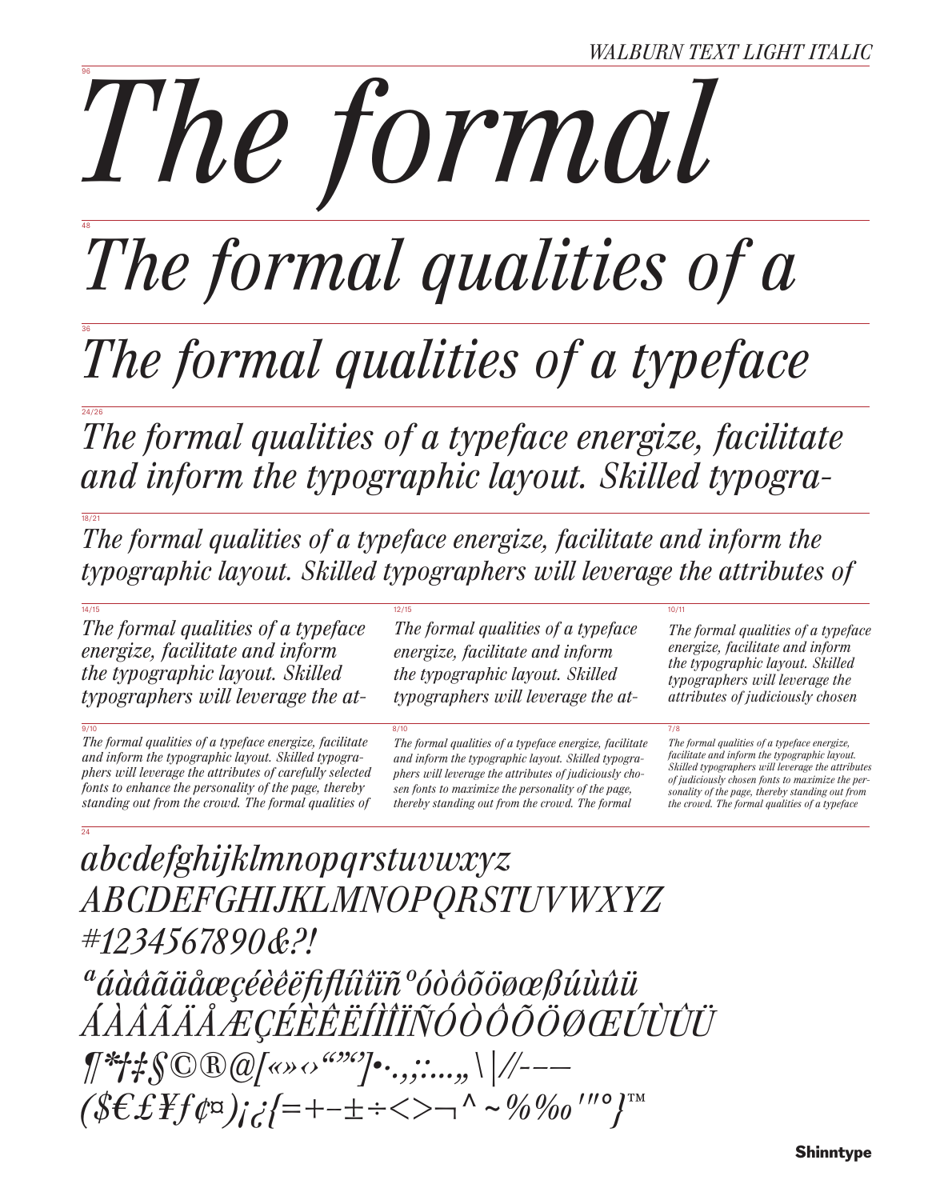WALBURN TEXT LIGHT ITALIC

96

*The formal*

48

*The formal qualities of a*

36

*The formal qualities of a typeface*

24/26

*The formal qualities of a typeface energize, facilitate and inform the typographic layout. Skilled typogra-*

18/21

*The formal qualities of a typeface energize, facilitate and inform the typographic layout. Skilled typographers will leverage the attributes of*

14/15

*The formal qualities of a typeface energize, facilitate and inform the typographic layout. Skilled typographers will leverage the at-*

12/15

*The formal qualities of a typeface energize, facilitate and inform the typographic layout. Skilled typographers will leverage the at-*

10/11

*The formal qualities of a typeface energize, facilitate and inform the typographic layout. Skilled typographers will leverage the attributes of judiciously chosen*

9/10

*The formal qualities of a typeface energize, facilitate and inform the typographic layout. Skilled typographers will leverage the attributes of carefully selected fonts to enhance the personality of the page, thereby standing out from the crowd. The formal qualities of*

8/10

*The formal qualities of a typeface energize, facilitate and inform the typographic layout. Skilled typographers will leverage the attributes of judiciously chosen fonts to maximize the personality of the page, thereby standing out from the crowd. The formal*

7/8

*The formal qualities of a typeface energize, facilitate and inform the typographic layout. Skilled typographers will leverage the attributes of judiciously chosen fonts to maximize the personality of the page, thereby standing out from the crowd. The formal qualities of a typeface*

24

*abcdefghijklmnopqrstuvwxyz*
*ABCDEFGHIJKLMNOPQRSTUVWXYZ*
*#1234567890&?!*
*ªáàâãäåæçéèêëfiflíìîïñºóòôõöøœßúùûü*
*ÁÀÂÃÄÅÆÇÉÈÊËÍÌÎÏÑÓÒÔÕÖØŒÚÙÛÜ*
*¶*†‡§©®@[«»‹›“”‘’]•·.,;:…„\|/-–—*
*($€£¥ƒ¢¤)¡¿{=+−±÷<>¬^~%‰′″°}™*

Shinntype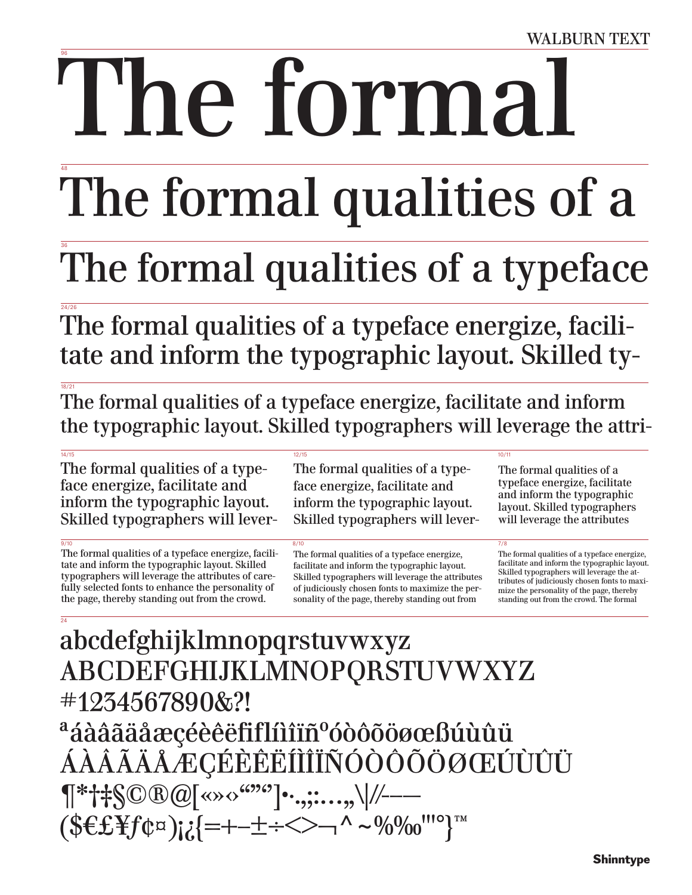WALBURN TEXT

96

# The formal

48

# The formal qualities of a

36

## The formal qualities of a typeface

24/26

The formal qualities of a typeface energize, facilitate and inform the typographic layout. Skilled ty-

18/21

The formal qualities of a typeface energize, facilitate and inform the typographic layout. Skilled typographers will leverage the attri-

14/15

The formal qualities of a typeface energize, facilitate and inform the typographic layout. Skilled typographers will lever-

12/15

The formal qualities of a typeface energize, facilitate and inform the typographic layout. Skilled typographers will lever-

10/11

The formal qualities of a typeface energize, facilitate and inform the typographic layout. Skilled typographers will leverage the attributes

9/10

The formal qualities of a typeface energize, facilitate and inform the typographic layout. Skilled typographers will leverage the attributes of carefully selected fonts to enhance the personality of the page, thereby standing out from the crowd.

8/10

The formal qualities of a typeface energize, facilitate and inform the typographic layout. Skilled typographers will leverage the attributes of judiciously chosen fonts to maximize the personality of the page, thereby standing out from

7/8

The formal qualities of a typeface energize, facilitate and inform the typographic layout. Skilled typographers will leverage the attributes of judiciously chosen fonts to maximize the personality of the page, thereby standing out from the crowd. The formal

24

abcdefghijklmnopqrstuvwxyz
ABCDEFGHIJKLMNOPQRSTUVWXYZ
#1234567890&?!
ªáàâãäåæçéèêëfiflíìîïñºóòôõöøœßúùûü
ÁÀÂÃÄÅÆÇÉÈÊËÍÌÎÏÑÓÒÔÕÖØŒÚÙÛÜ
¶*†‡§©®@[«»‹›“”‘’]•·.,;:…„\|//–—
($€£¥ƒ¢¤)¡¿{=+−±÷<>¬^~%‰'"°}™

Shinntype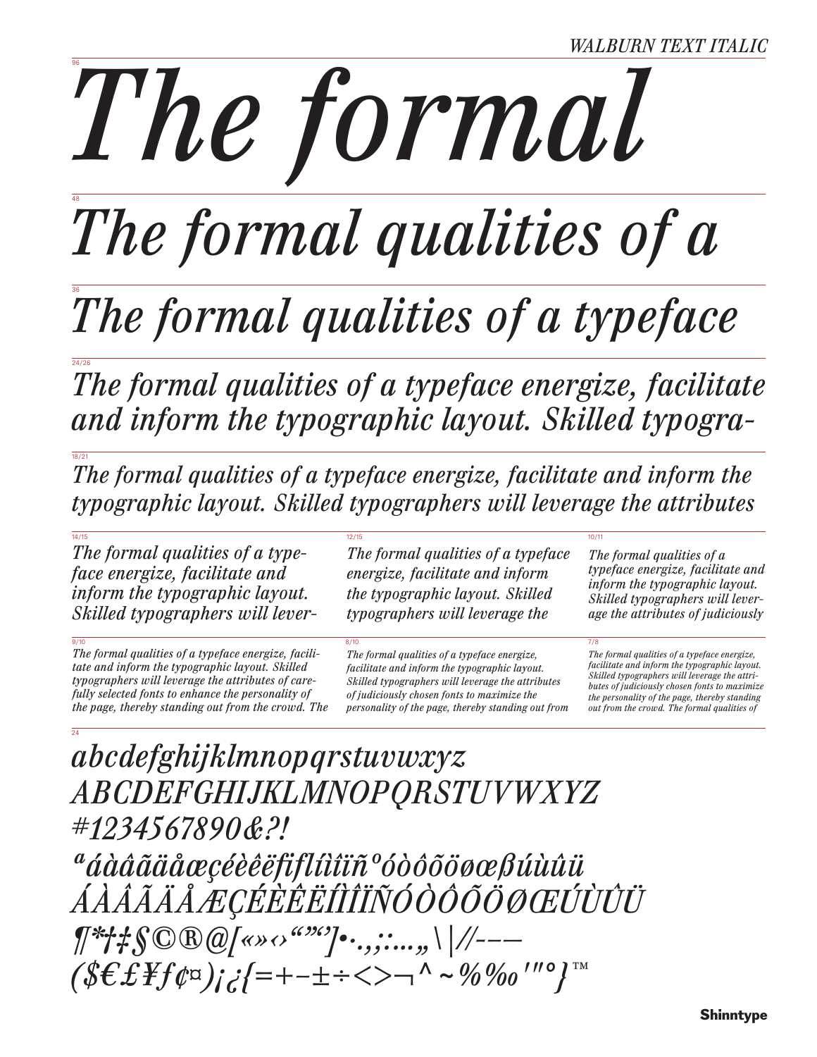*WALBURN TEXT ITALIC*

96

*The formal*

48

*The formal qualities of a*

36

*The formal qualities of a typeface*

24/26

*The formal qualities of a typeface energize, facilitate and inform the typographic layout. Skilled typogra-*

18/21

*The formal qualities of a typeface energize, facilitate and inform the typographic layout. Skilled typographers will leverage the attributes*

14/15

*The formal qualities of a type-face energize, facilitate and inform the typographic layout. Skilled typographers will lever-*

12/15

*The formal qualities of a typeface energize, facilitate and inform the typographic layout. Skilled typographers will leverage the*

10/11

*The formal qualities of a typeface energize, facilitate and inform the typographic layout. Skilled typographers will lever-age the attributes of judiciously*

9/10

*The formal qualities of a typeface energize, facili-tate and inform the typographic layout. Skilled typographers will leverage the attributes of care-fully selected fonts to enhance the personality of the page, thereby standing out from the crowd. The*

8/10

*The formal qualities of a typeface energize, facilitate and inform the typographic layout. Skilled typographers will leverage the attributes of judiciously chosen fonts to maximize the personality of the page, thereby standing out from*

7/8

*The formal qualities of a typeface energize, facilitate and inform the typographic layout. Skilled typographers will leverage the attri-butes of judiciously chosen fonts to maximize the personality of the page, thereby standing out from the crowd. The formal qualities of*

24

*abcdefghijklmnopqrstuvwxyz*
*ABCDEFGHIJKLMNOPQRSTUVWXYZ*
*#1234567890&?!*
*ªáàâãäåæçéèêëfiflíìîïñºóòôõöøœßúùûü*
*ÁÀÂÃÄÅÆÇÉÈÊËÍÌÎÏÑÓÒÔÕÖØŒÚÙÛÜ*
*¶*†‡§©®@[«»‹›“”‘’]•·.,;:…„\|//-–—*
*($€£¥ƒ¢¤)¡¿{=+−±÷<>¬^~%‰'"°}™*

Shinntype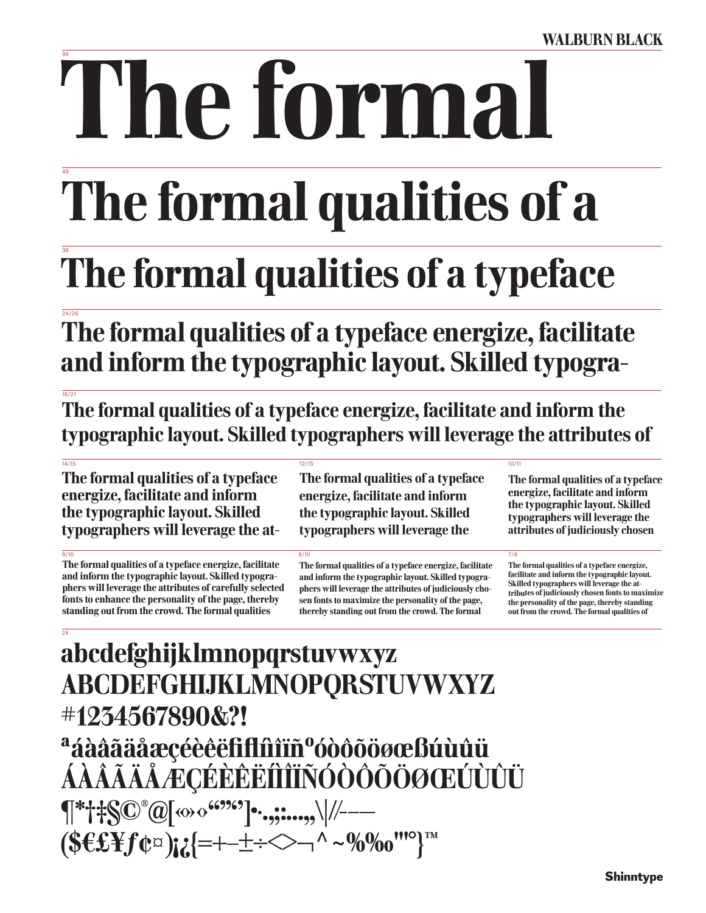**WALBURN BLACK**

96

# The formal

48

# The formal qualities of a

36

# The formal qualities of a typeface

24/26

## The formal qualities of a typeface energize, facilitate and inform the typographic layout. Skilled typogra-

18/21

### The formal qualities of a typeface energize, facilitate and inform the typographic layout. Skilled typographers will leverage the attributes of

14/15

**The formal qualities of a typeface energize, facilitate and inform the typographic layout. Skilled typographers will leverage the at-**

12/15

**The formal qualities of a typeface energize, facilitate and inform the typographic layout. Skilled typographers will leverage the**

10/11

**The formal qualities of a typeface energize, facilitate and inform the typographic layout. Skilled typographers will leverage the attributes of judiciously chosen**

9/10

**The formal qualities of a typeface energize, facilitate and inform the typographic layout. Skilled typographers will leverage the attributes of carefully selected fonts to enhance the personality of the page, thereby standing out from the crowd. The formal qualities**

8/10

**The formal qualities of a typeface energize, facilitate and inform the typographic layout. Skilled typographers will leverage the attributes of judiciously chosen fonts to maximize the personality of the page, thereby standing out from the crowd. The formal**

7/8

**The formal qualities of a typeface energize, facilitate and inform the typographic layout. Skilled typographers will leverage the attributes of judiciously chosen fonts to maximize the personality of the page, thereby standing out from the crowd. The formal qualities of**

24

**abcdefghijklmnopqrstuvwxyz**
**ABCDEFGHIJKLMNOPQRSTUVWXYZ**
**#1234567890&?!**
**ªáàâãäåæçéèêëfiflíìîïñºóòôõöøœßúùûü**
**ÁÀÂÃÄÅÆÇÉÈÊËÍÌÎÏÑÓÒÔÕÖØŒÚÙÛÜ**
**¶*†‡§©®@[«»‹›“”‘’]•·.,;:…„‚\|//-–—**
**($€£¥ƒ¢¤)¡¿{=+−±÷<>¬^~%‰'"°}™**

Shinntype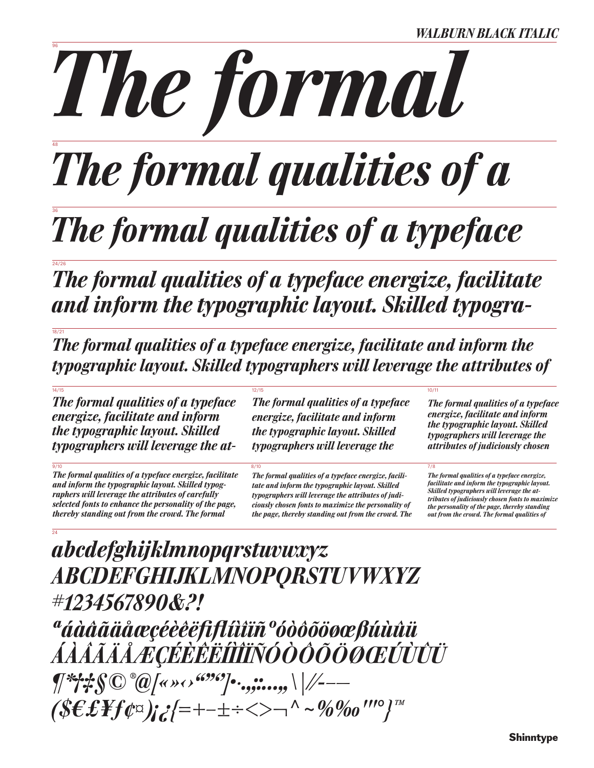*WALBURN BLACK ITALIC*

96

# *The formal*

48

# *The formal qualities of a*

36

## *The formal qualities of a typeface*

24/26

*The formal qualities of a typeface energize, facilitate and inform the typographic layout. Skilled typogra-*

18/21

*The formal qualities of a typeface energize, facilitate and inform the typographic layout. Skilled typographers will leverage the attributes of*

14/15

*The formal qualities of a typeface energize, facilitate and inform the typographic layout. Skilled typographers will leverage the at-*

12/15

*The formal qualities of a typeface energize, facilitate and inform the typographic layout. Skilled typographers will leverage the*

10/11

*The formal qualities of a typeface energize, facilitate and inform the typographic layout. Skilled typographers will leverage the attributes of judiciously chosen*

9/10

*The formal qualities of a typeface energize, facilitate and inform the typographic layout. Skilled typographers will leverage the attributes of carefully selected fonts to enhance the personality of the page, thereby standing out from the crowd. The formal*

8/10

*The formal qualities of a typeface energize, facilitate and inform the typographic layout. Skilled typographers will leverage the attributes of judiciously chosen fonts to maximize the personality of the page, thereby standing out from the crowd. The*

7/8

*The formal qualities of a typeface energize, facilitate and inform the typographic layout. Skilled typographers will leverage the attributes of judiciously chosen fonts to maximize the personality of the page, thereby standing out from the crowd. The formal qualities of*

24

*abcdefghijklmnopqrstuvwxyz*
*ABCDEFGHIJKLMNOPQRSTUVWXYZ*
*#1234567890&?!*
*ªáàâãäåæçéèêëﬁﬂíìîïñºóòôõöøœßúùûü*
*ÁÀÂÃÄÅÆÇÉÈÊËÍÌÎÏÑÓÒÔÕÖØŒÚÙÛÜ*
*¶*†‡§©®@[«»‹›“”‘’]•.,;:…„\|/⁄-–—*
*($€£¥ƒ¢¤)¡¿{=+−±÷<>¬^~%‰′″°}™*

Shinntype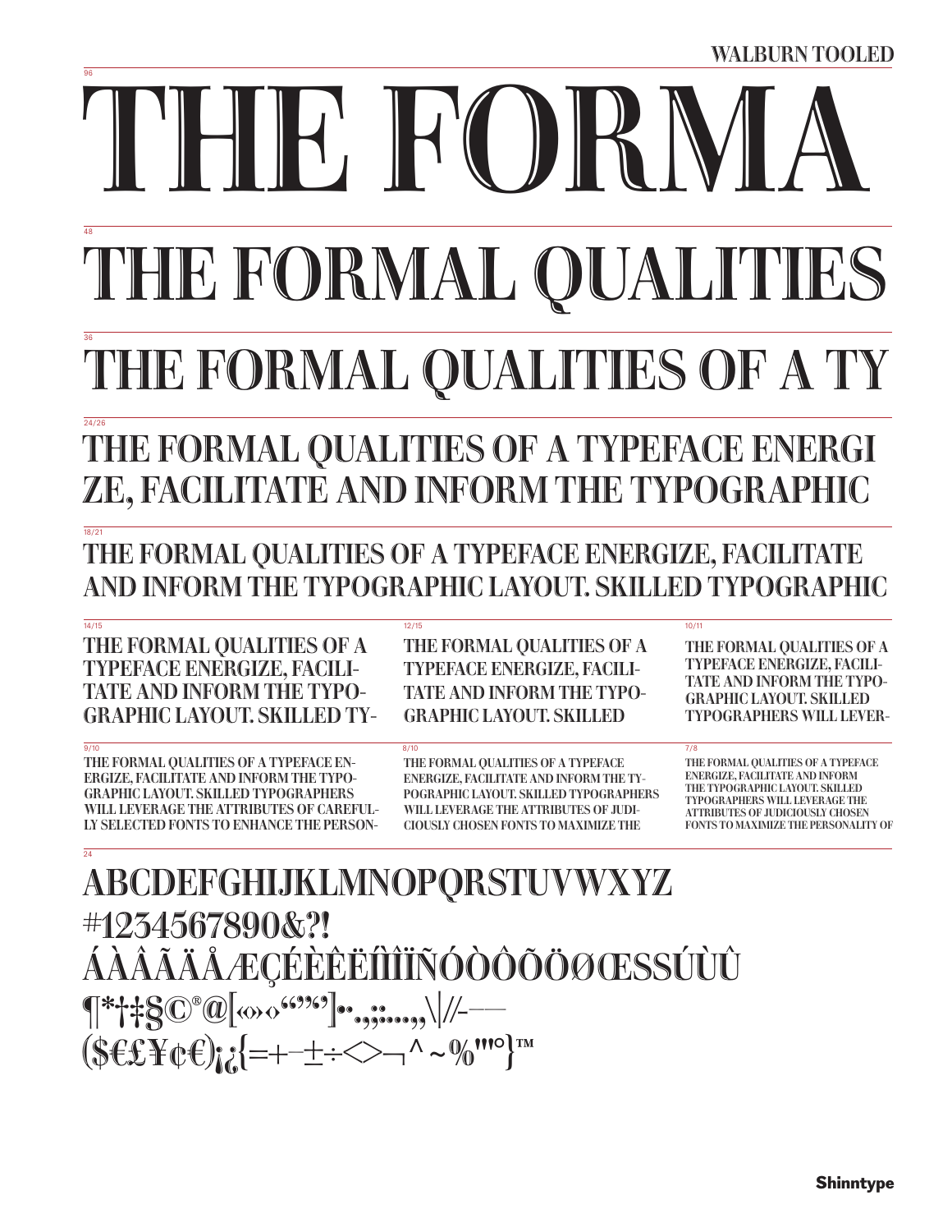WALBURN TOOLED

96

# THE FORMA

48

# THE FORMAL QUALITIES

36

## THE FORMAL QUALITIES OF A TY

24/26

THE FORMAL QUALITIES OF A TYPEFACE ENERGI ZE, FACILITATE AND INFORM THE TYPOGRAPHIC

18/21

THE FORMAL QUALITIES OF A TYPEFACE ENERGIZE, FACILITATE AND INFORM THE TYPOGRAPHIC LAYOUT. SKILLED TYPOGRAPHIC

14/15

THE FORMAL QUALITIES OF A TYPEFACE ENERGIZE, FACILI-TATE AND INFORM THE TYPO-GRAPHIC LAYOUT. SKILLED TY-

12/15

THE FORMAL QUALITIES OF A TYPEFACE ENERGIZE, FACILI-TATE AND INFORM THE TYPO-GRAPHIC LAYOUT. SKILLED

10/11

THE FORMAL QUALITIES OF A TYPEFACE ENERGIZE, FACILI-TATE AND INFORM THE TYPO-GRAPHIC LAYOUT. SKILLED TYPOGRAPHERS WILL LEVER-

9/10

THE FORMAL QUALITIES OF A TYPEFACE EN-ERGIZE, FACILITATE AND INFORM THE TYPO-GRAPHIC LAYOUT. SKILLED TYPOGRAPHERS WILL LEVERAGE THE ATTRIBUTES OF CAREFUL-LY SELECTED FONTS TO ENHANCE THE PERSON-

8/10

THE FORMAL QUALITIES OF A TYPEFACE ENERGIZE, FACILITATE AND INFORM THE TY-POGRAPHIC LAYOUT. SKILLED TYPOGRAPHERS WILL LEVERAGE THE ATTRIBUTES OF JUDI-CIOUSLY CHOSEN FONTS TO MAXIMIZE THE

7/8

THE FORMAL QUALITIES OF A TYPEFACE ENERGIZE, FACILITATE AND INFORM THE TYPOGRAPHIC LAYOUT. SKILLED TYPOGRAPHERS WILL LEVERAGE THE ATTRIBUTES OF JUDICIOUSLY CHOSEN FONTS TO MAXIMIZE THE PERSONALITY OF

24

ABCDEFGHIJKLMNOPQRSTUVWXYZ
#1234567890&?!
ÁÀÂÃÄÅÆÇÉÈÊËÍÌÎÏÑÓÒÔÕÖØŒSSÚÙÛ
¶*†‡§©®@[«»‹›“”‘’]•·.,;:…,,\|//-–—
($€£¥¢€)¡¿{=+−±÷<>¬^~%'''°}™

Shinntype